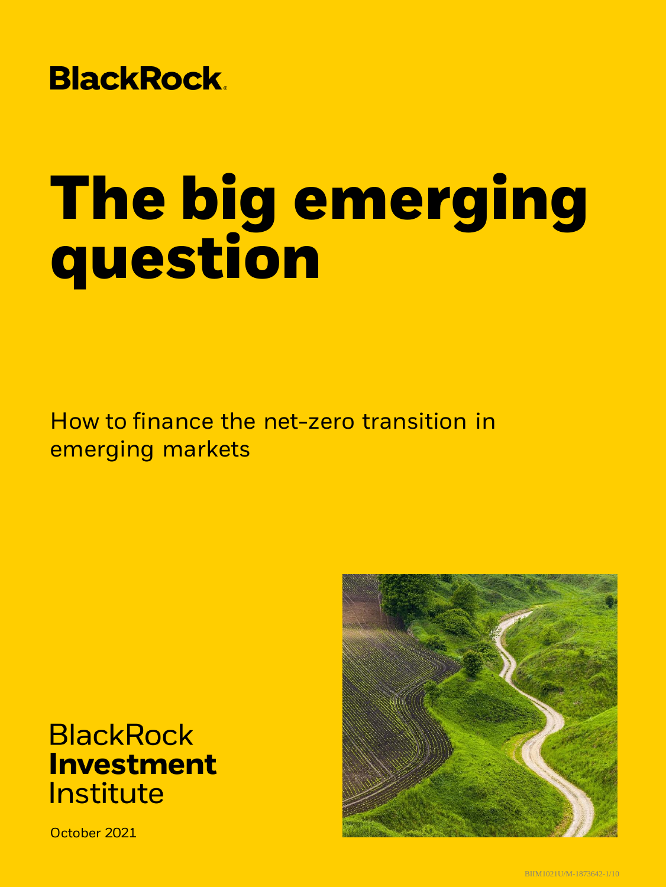BlackRock

# The big emerging question

How to finance the net-zero transition in emerging markets

BlackRock
**Investment**
Institute

October 2021

BIIM1021U/M-1873642-1/10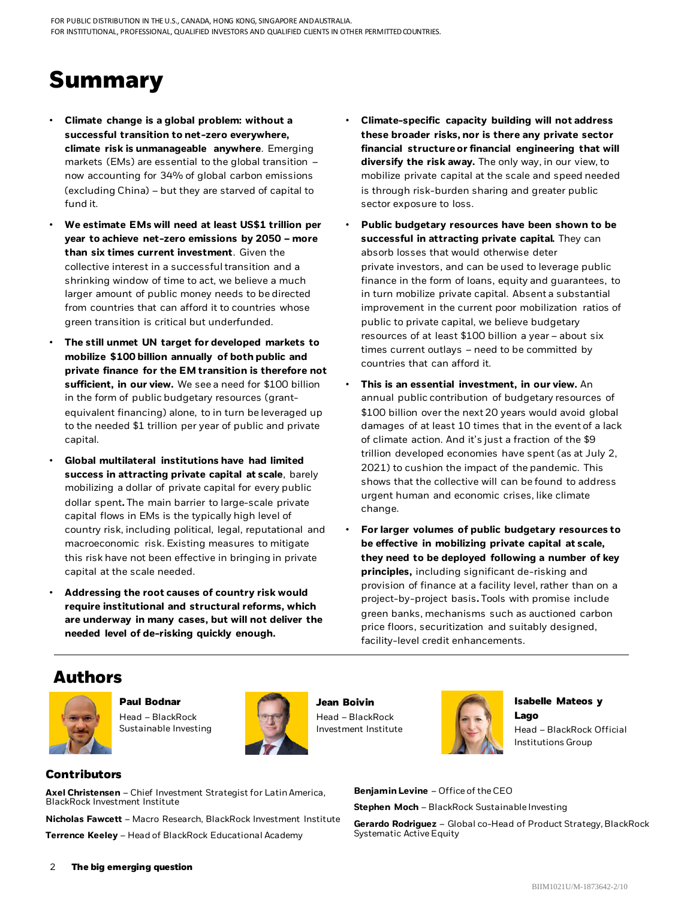# Summary

- **Climate change is a global problem: without a successful transition to net-zero everywhere, climate risk is unmanageable anywhere**. Emerging markets (EMs) are essential to the global transition – now accounting for 34% of global carbon emissions (excluding China) – but they are starved of capital to fund it.
- **We estimate EMs will need at least US$1 trillion per year to achieve net-zero emissions by 2050 – more than six times current investment**. Given the collective interest in a successful transition and a shrinking window of time to act, we believe a much larger amount of public money needs to be directed from countries that can afford it to countries whose green transition is critical but underfunded.
- **The still unmet UN target for developed markets to mobilize $100 billion annually of both public and private finance for the EM transition is therefore not sufficient, in our view.** We see a need for $100 billion in the form of public budgetary resources (grant-equivalent financing) alone, to in turn be leveraged up to the needed $1 trillion per year of public and private capital.
- **Global multilateral institutions have had limited success in attracting private capital at scale**, barely mobilizing a dollar of private capital for every public dollar spent**.** The main barrier to large-scale private capital flows in EMs is the typically high level of country risk, including political, legal, reputational and macroeconomic risk. Existing measures to mitigate this risk have not been effective in bringing in private capital at the scale needed.
- **Addressing the root causes of country risk would require institutional and structural reforms, which are underway in many cases, but will not deliver the needed level of de-risking quickly enough.**
- **Climate-specific capacity building will not address these broader risks, nor is there any private sector financial structure or financial engineering that will diversify the risk away.** The only way, in our view, to mobilize private capital at the scale and speed needed is through risk-burden sharing and greater public sector exposure to loss.
- **Public budgetary resources have been shown to be successful in attracting private capital.** They can absorb losses that would otherwise deter private investors, and can be used to leverage public finance in the form of loans, equity and guarantees, to in turn mobilize private capital. Absent a substantial improvement in the current poor mobilization ratios of public to private capital, we believe budgetary resources of at least $100 billion a year – about six times current outlays – need to be committed by countries that can afford it.
- **This is an essential investment, in our view.** An annual public contribution of budgetary resources of $100 billion over the next 20 years would avoid global damages of at least 10 times that in the event of a lack of climate action. And it's just a fraction of the $9 trillion developed economies have spent (as at July 2, 2021) to cushion the impact of the pandemic. This shows that the collective will can be found to address urgent human and economic crises, like climate change.
- **For larger volumes of public budgetary resources to be effective in mobilizing private capital at scale, they need to be deployed following a number of key principles,** including significant de-risking and provision of finance at a facility level, rather than on a project-by-project basis**.** Tools with promise include green banks, mechanisms such as auctioned carbon price floors, securitization and suitably designed, facility-level credit enhancements.

## Authors

**Paul Bodnar**
Head – BlackRock Sustainable Investing

**Jean Boivin**
Head – BlackRock Investment Institute

**Isabelle Mateos y Lago**
Head – BlackRock Official Institutions Group

### Contributors

**Axel Christensen** – Chief Investment Strategist for Latin America, BlackRock Investment Institute

**Nicholas Fawcett** – Macro Research, BlackRock Investment Institute

**Terrence Keeley** – Head of BlackRock Educational Academy

**Benjamin Levine** – Office of the CEO

**Stephen Moch** – BlackRock Sustainable Investing

**Gerardo Rodriguez** – Global co-Head of Product Strategy, BlackRock Systematic Active Equity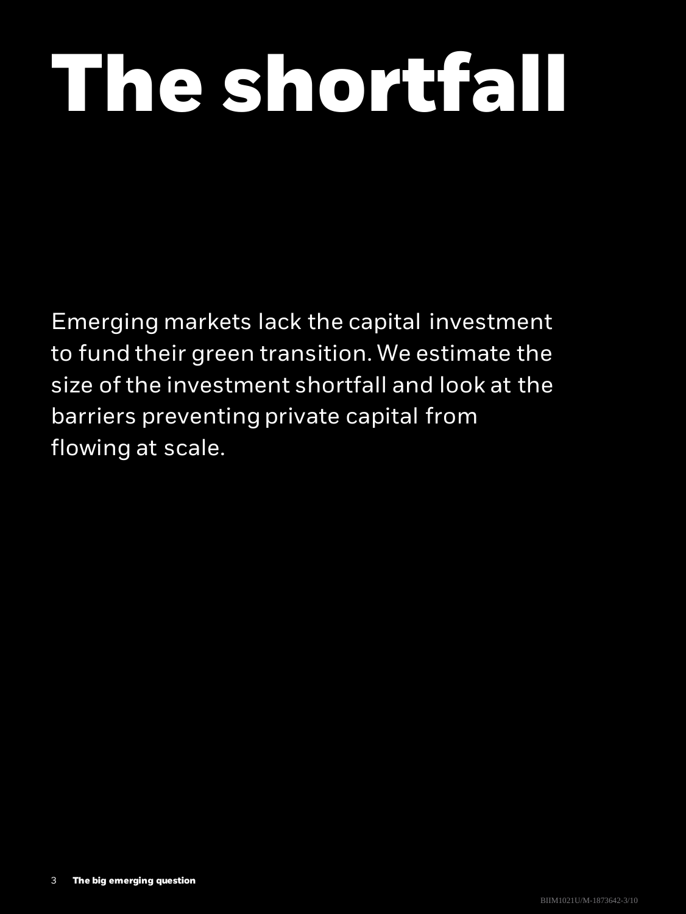# The shortfall

Emerging markets lack the capital investment to fund their green transition. We estimate the size of the investment shortfall and look at the barriers preventing private capital from flowing at scale.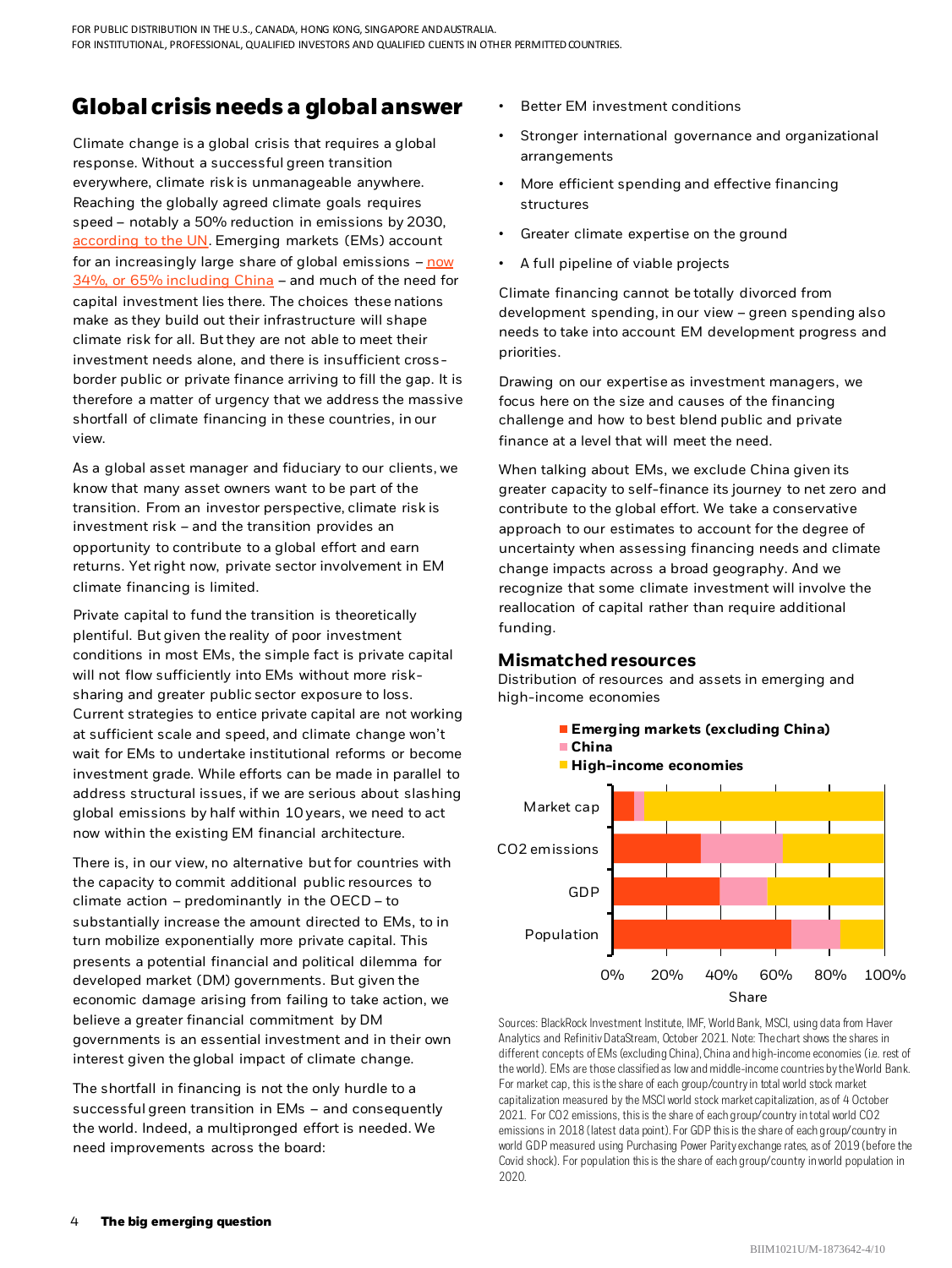FOR PUBLIC DISTRIBUTION IN THE U.S., CANADA, HONG KONG, SINGAPORE AND AUSTRALIA.
FOR INSTITUTIONAL, PROFESSIONAL, QUALIFIED INVESTORS AND QUALIFIED CLIENTS IN OTHER PERMITTED COUNTRIES.

## Global crisis needs a global answer

Climate change is a global crisis that requires a global response. Without a successful green transition everywhere, climate risk is unmanageable anywhere. Reaching the globally agreed climate goals requires speed – notably a 50% reduction in emissions by 2030, according to the UN. Emerging markets (EMs) account for an increasingly large share of global emissions – now 34%, or 65% including China – and much of the need for capital investment lies there. The choices these nations make as they build out their infrastructure will shape climate risk for all. But they are not able to meet their investment needs alone, and there is insufficient cross-border public or private finance arriving to fill the gap. It is therefore a matter of urgency that we address the massive shortfall of climate financing in these countries, in our view.

As a global asset manager and fiduciary to our clients, we know that many asset owners want to be part of the transition. From an investor perspective, climate risk is investment risk – and the transition provides an opportunity to contribute to a global effort and earn returns. Yet right now, private sector involvement in EM climate financing is limited.

Private capital to fund the transition is theoretically plentiful. But given the reality of poor investment conditions in most EMs, the simple fact is private capital will not flow sufficiently into EMs without more risk-sharing and greater public sector exposure to loss. Current strategies to entice private capital are not working at sufficient scale and speed, and climate change won't wait for EMs to undertake institutional reforms or become investment grade. While efforts can be made in parallel to address structural issues, if we are serious about slashing global emissions by half within 10 years, we need to act now within the existing EM financial architecture.

There is, in our view, no alternative but for countries with the capacity to commit additional public resources to climate action – predominantly in the OECD – to substantially increase the amount directed to EMs, to in turn mobilize exponentially more private capital. This presents a potential financial and political dilemma for developed market (DM) governments. But given the economic damage arising from failing to take action, we believe a greater financial commitment by DM governments is an essential investment and in their own interest given the global impact of climate change.

The shortfall in financing is not the only hurdle to a successful green transition in EMs – and consequently the world. Indeed, a multipronged effort is needed. We need improvements across the board:

- Better EM investment conditions
- Stronger international governance and organizational arrangements
- More efficient spending and effective financing structures
- Greater climate expertise on the ground
- A full pipeline of viable projects

Climate financing cannot be totally divorced from development spending, in our view – green spending also needs to take into account EM development progress and priorities.

Drawing on our expertise as investment managers, we focus here on the size and causes of the financing challenge and how to best blend public and private finance at a level that will meet the need.

When talking about EMs, we exclude China given its greater capacity to self-finance its journey to net zero and contribute to the global effort. We take a conservative approach to our estimates to account for the degree of uncertainty when assessing financing needs and climate change impacts across a broad geography. And we recognize that some climate investment will involve the reallocation of capital rather than require additional funding.

### Mismatched resources

Distribution of resources and assets in emerging and high-income economies

Legend: Emerging markets (excluding China); China; High-income economies

Categories: Market cap; $CO_2$ emissions; GDP; Population

Axis: Share (0%, 20%, 40%, 60%, 80%, 100%)

Sources: BlackRock Investment Institute, IMF, World Bank, MSCI, using data from Haver Analytics and Refinitiv DataStream, October 2021. Note: The chart shows the shares in different concepts of EMs (excluding China), China and high-income economies (i.e. rest of the world). EMs are those classified as low and middle-income countries by the World Bank. For market cap, this is the share of each group/country in total world stock market capitalization measured by the MSCI world stock market capitalization, as of 4 October 2021. For $CO_2$ emissions, this is the share of each group/country in total world $CO_2$ emissions in 2018 (latest data point). For GDP this is the share of each group/country in world GDP measured using Purchasing Power Parity exchange rates, as of 2019 (before the Covid shock). For population this is the share of each group/country in world population in 2020.

**The big emerging question**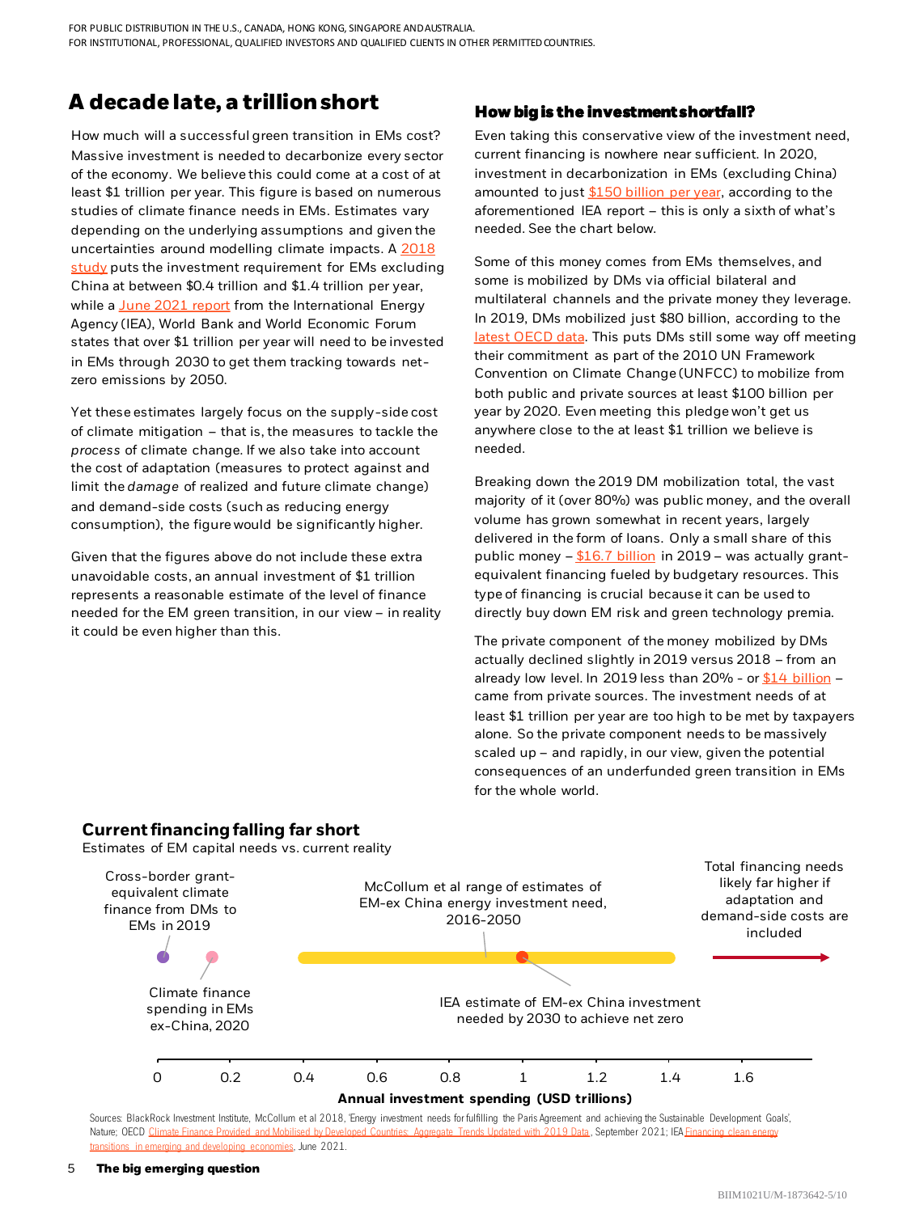## A decade late, a trillion short

How much will a successful green transition in EMs cost? Massive investment is needed to decarbonize every sector of the economy. We believe this could come at a cost of at least $1 trillion per year. This figure is based on numerous studies of climate finance needs in EMs. Estimates vary depending on the underlying assumptions and given the uncertainties around modelling climate impacts. A 2018 study puts the investment requirement for EMs excluding China at between $0.4 trillion and $1.4 trillion per year, while a June 2021 report from the International Energy Agency (IEA), World Bank and World Economic Forum states that over $1 trillion per year will need to be invested in EMs through 2030 to get them tracking towards net-zero emissions by 2050.

Yet these estimates largely focus on the supply-side cost of climate mitigation – that is, the measures to tackle the *process* of climate change. If we also take into account the cost of adaptation (measures to protect against and limit the *damage* of realized and future climate change) and demand-side costs (such as reducing energy consumption), the figure would be significantly higher.

Given that the figures above do not include these extra unavoidable costs, an annual investment of $1 trillion represents a reasonable estimate of the level of finance needed for the EM green transition, in our view – in reality it could be even higher than this.

### How big is the investment shortfall?

Even taking this conservative view of the investment need, current financing is nowhere near sufficient. In 2020, investment in decarbonization in EMs (excluding China) amounted to just $150 billion per year, according to the aforementioned IEA report – this is only a sixth of what's needed. See the chart below.

Some of this money comes from EMs themselves, and some is mobilized by DMs via official bilateral and multilateral channels and the private money they leverage. In 2019, DMs mobilized just $80 billion, according to the latest OECD data. This puts DMs still some way off meeting their commitment as part of the 2010 UN Framework Convention on Climate Change (UNFCC) to mobilize from both public and private sources at least $100 billion per year by 2020. Even meeting this pledge won't get us anywhere close to the at least $1 trillion we believe is needed.

Breaking down the 2019 DM mobilization total, the vast majority of it (over 80%) was public money, and the overall volume has grown somewhat in recent years, largely delivered in the form of loans. Only a small share of this public money – $16.7 billion in 2019 – was actually grant-equivalent financing fueled by budgetary resources. This type of financing is crucial because it can be used to directly buy down EM risk and green technology premia.

The private component of the money mobilized by DMs actually declined slightly in 2019 versus 2018 – from an already low level. In 2019 less than 20% - or $14 billion – came from private sources. The investment needs of at least $1 trillion per year are too high to be met by taxpayers alone. So the private component needs to be massively scaled up – and rapidly, in our view, given the potential consequences of an underfunded green transition in EMs for the whole world.

### Current financing falling far short

Estimates of EM capital needs vs. current reality

Cross-border grant-equivalent climate finance from DMs to EMs in 2019

Climate finance spending in EMs ex-China, 2020

McCollum et al range of estimates of EM-ex China energy investment need, 2016-2050

IEA estimate of EM-ex China investment needed by 2030 to achieve net zero

Total financing needs likely far higher if adaptation and demand-side costs are included

0 | 0.2 | 0.4 | 0.6 | 0.8 | 1 | 1.2 | 1.4 | 1.6

**Annual investment spending (USD trillions)**

Sources: BlackRock Investment Institute, McCollum et al 2018, 'Energy investment needs for fulfilling the Paris Agreement and achieving the Sustainable Development Goals', Nature; OECD Climate Finance Provided and Mobilised by Developed Countries: Aggregate Trends Updated with 2019 Data, September 2021; IEA Financing clean energy transitions in emerging and developing economies, June 2021.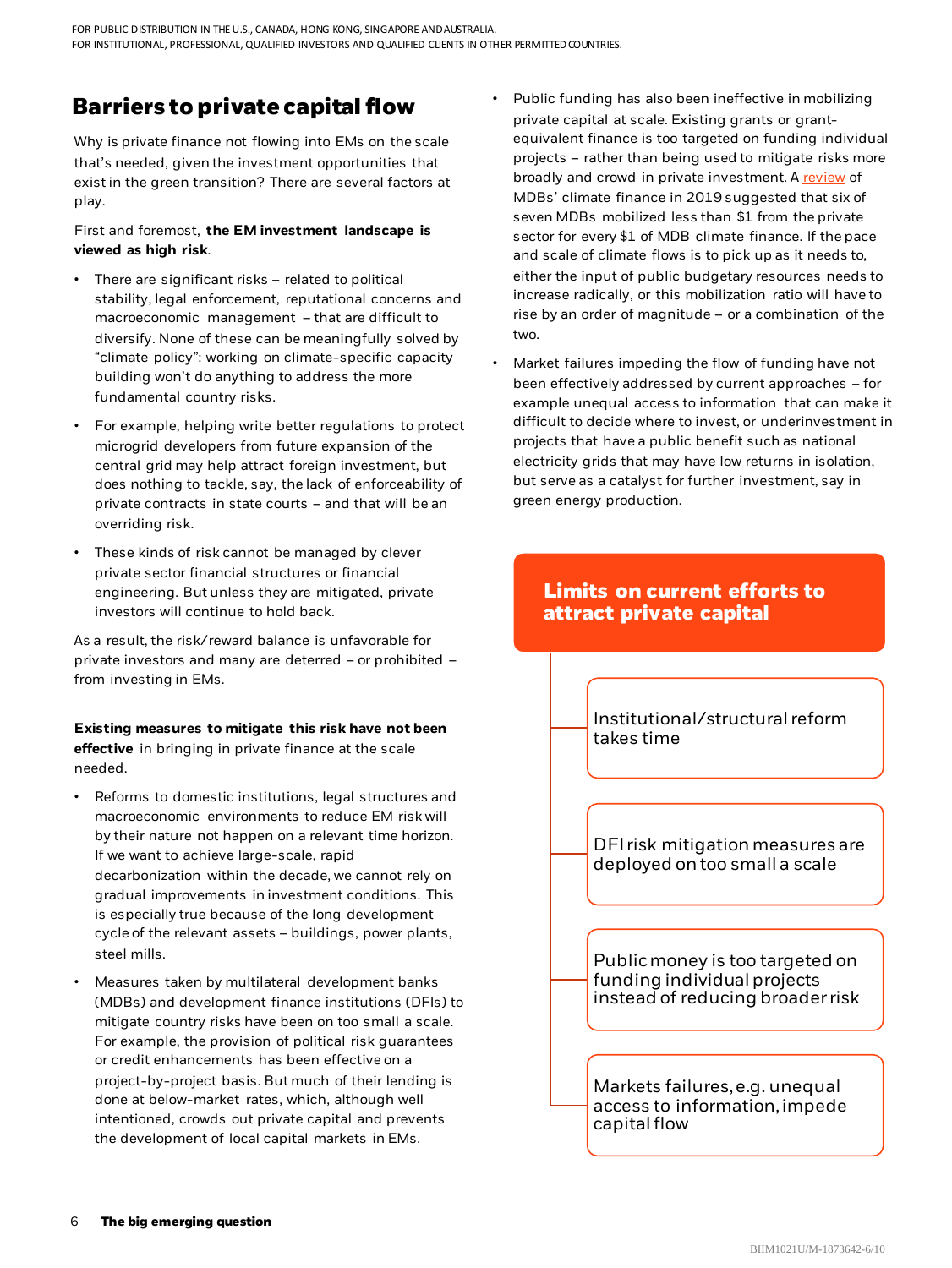## Barriers to private capital flow

Why is private finance not flowing into EMs on the scale that's needed, given the investment opportunities that exist in the green transition? There are several factors at play.

First and foremost, **the EM investment landscape is viewed as high risk**.

- There are significant risks – related to political stability, legal enforcement, reputational concerns and macroeconomic management – that are difficult to diversify. None of these can be meaningfully solved by "climate policy": working on climate-specific capacity building won't do anything to address the more fundamental country risks.
- For example, helping write better regulations to protect microgrid developers from future expansion of the central grid may help attract foreign investment, but does nothing to tackle, say, the lack of enforceability of private contracts in state courts – and that will be an overriding risk.
- These kinds of risk cannot be managed by clever private sector financial structures or financial engineering. But unless they are mitigated, private investors will continue to hold back.

As a result, the risk/reward balance is unfavorable for private investors and many are deterred – or prohibited – from investing in EMs.

**Existing measures to mitigate this risk have not been effective** in bringing in private finance at the scale needed.

- Reforms to domestic institutions, legal structures and macroeconomic environments to reduce EM risk will by their nature not happen on a relevant time horizon. If we want to achieve large-scale, rapid decarbonization within the decade, we cannot rely on gradual improvements in investment conditions. This is especially true because of the long development cycle of the relevant assets – buildings, power plants, steel mills.
- Measures taken by multilateral development banks (MDBs) and development finance institutions (DFIs) to mitigate country risks have been on too small a scale. For example, the provision of political risk guarantees or credit enhancements has been effective on a project-by-project basis. But much of their lending is done at below-market rates, which, although well intentioned, crowds out private capital and prevents the development of local capital markets in EMs.
- Public funding has also been ineffective in mobilizing private capital at scale. Existing grants or grant-equivalent finance is too targeted on funding individual projects – rather than being used to mitigate risks more broadly and crowd in private investment. A review of MDBs' climate finance in 2019 suggested that six of seven MDBs mobilized less than $1 from the private sector for every $1 of MDB climate finance. If the pace and scale of climate flows is to pick up as it needs to, either the input of public budgetary resources needs to increase radically, or this mobilization ratio will have to rise by an order of magnitude – or a combination of the two.
- Market failures impeding the flow of funding have not been effectively addressed by current approaches – for example unequal access to information that can make it difficult to decide where to invest, or underinvestment in projects that have a public benefit such as national electricity grids that may have low returns in isolation, but serve as a catalyst for further investment, say in green energy production.

**Limits on current efforts to attract private capital**

- Institutional/structural reform takes time
- DFI risk mitigation measures are deployed on too small a scale
- Public money is too targeted on funding individual projects instead of reducing broader risk
- Markets failures, e.g. unequal access to information, impede capital flow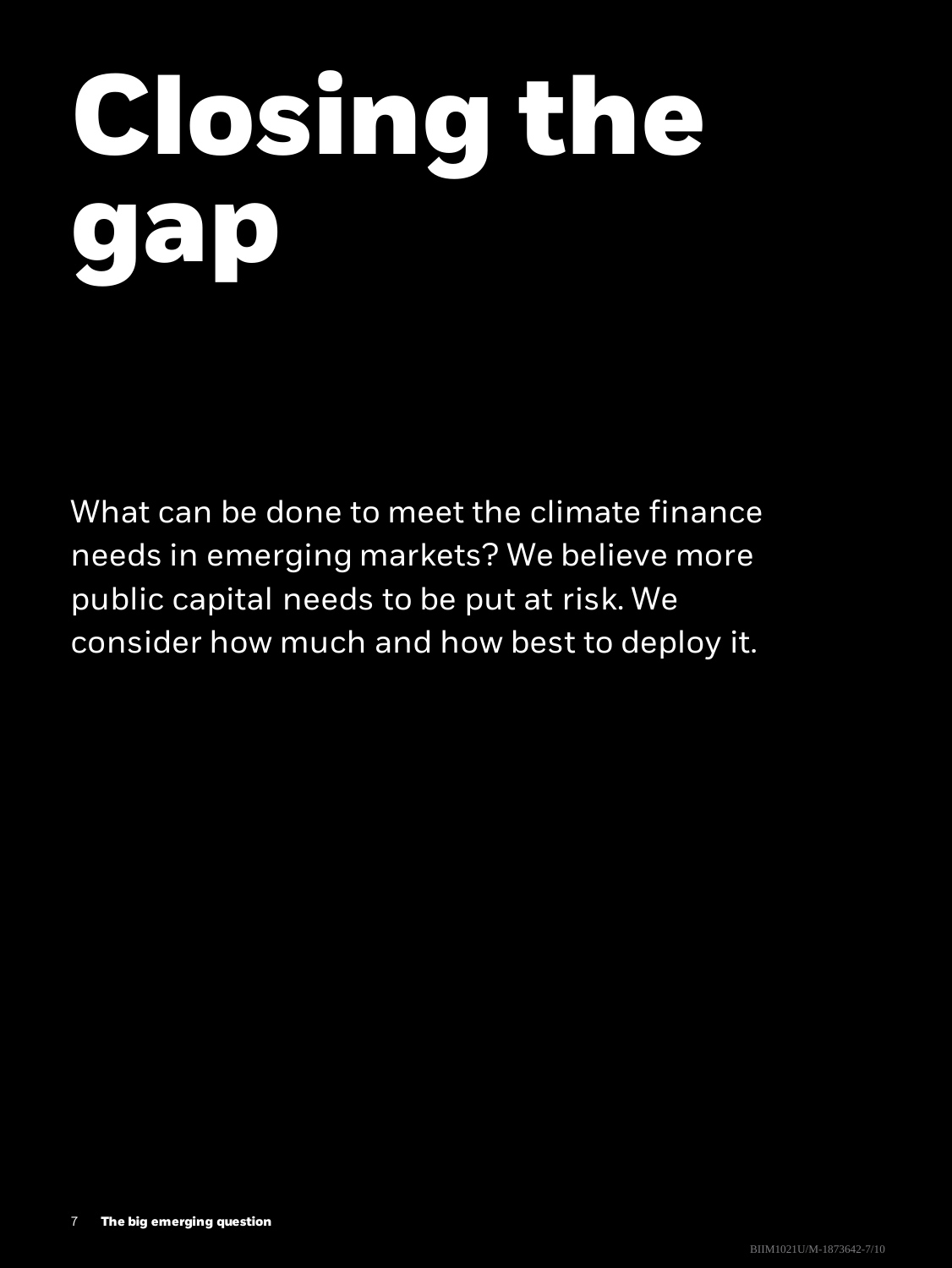# Closing the gap

What can be done to meet the climate finance needs in emerging markets? We believe more public capital needs to be put at risk. We consider how much and how best to deploy it.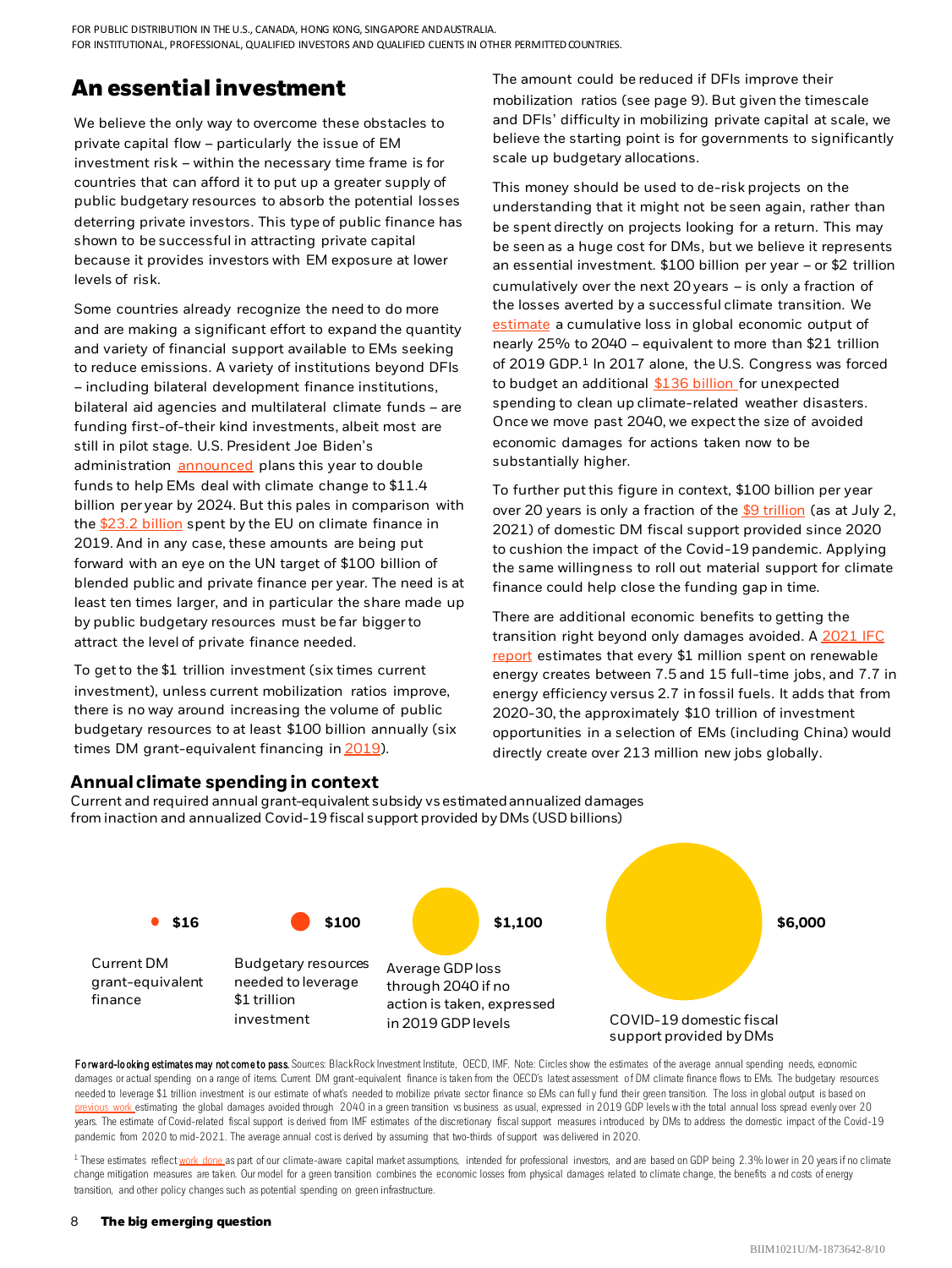# An essential investment

We believe the only way to overcome these obstacles to private capital flow – particularly the issue of EM investment risk – within the necessary time frame is for countries that can afford it to put up a greater supply of public budgetary resources to absorb the potential losses deterring private investors. This type of public finance has shown to be successful in attracting private capital because it provides investors with EM exposure at lower levels of risk.

Some countries already recognize the need to do more and are making a significant effort to expand the quantity and variety of financial support available to EMs seeking to reduce emissions. A variety of institutions beyond DFIs – including bilateral development finance institutions, bilateral aid agencies and multilateral climate funds – are funding first-of-their kind investments, albeit most are still in pilot stage. U.S. President Joe Biden's administration announced plans this year to double funds to help EMs deal with climate change to $11.4 billion per year by 2024. But this pales in comparison with the $23.2 billion spent by the EU on climate finance in 2019. And in any case, these amounts are being put forward with an eye on the UN target of $100 billion of blended public and private finance per year. The need is at least ten times larger, and in particular the share made up by public budgetary resources must be far bigger to attract the level of private finance needed.

To get to the $1 trillion investment (six times current investment), unless current mobilization ratios improve, there is no way around increasing the volume of public budgetary resources to at least $100 billion annually (six times DM grant-equivalent financing in 2019).

The amount could be reduced if DFIs improve their mobilization ratios (see page 9). But given the timescale and DFIs' difficulty in mobilizing private capital at scale, we believe the starting point is for governments to significantly scale up budgetary allocations.

This money should be used to de-risk projects on the understanding that it might not be seen again, rather than be spent directly on projects looking for a return. This may be seen as a huge cost for DMs, but we believe it represents an essential investment. $100 billion per year – or $2 trillion cumulatively over the next 20 years – is only a fraction of the losses averted by a successful climate transition. We estimate a cumulative loss in global economic output of nearly 25% to 2040 – equivalent to more than $21 trillion of 2019 GDP.[1] In 2017 alone, the U.S. Congress was forced to budget an additional $136 billion for unexpected spending to clean up climate-related weather disasters. Once we move past 2040, we expect the size of avoided economic damages for actions taken now to be substantially higher.

To further put this figure in context, $100 billion per year over 20 years is only a fraction of the $9 trillion (as at July 2, 2021) of domestic DM fiscal support provided since 2020 to cushion the impact of the Covid-19 pandemic. Applying the same willingness to roll out material support for climate finance could help close the funding gap in time.

There are additional economic benefits to getting the transition right beyond only damages avoided. A 2021 IFC report estimates that every $1 million spent on renewable energy creates between 7.5 and 15 full-time jobs, and 7.7 in energy efficiency versus 2.7 in fossil fuels. It adds that from 2020-30, the approximately $10 trillion of investment opportunities in a selection of EMs (including China) would directly create over 213 million new jobs globally.

## Annual climate spending in context

Current and required annual grant-equivalent subsidy vs estimated annualized damages from inaction and annualized Covid-19 fiscal support provided by DMs (USD billions)

| Item | USD billions |
|---|---|
| Current DM grant-equivalent finance | $16 |
| Budgetary resources needed to leverage $1 trillion investment | $100 |
| Average GDP loss through 2040 if no action is taken, expressed in 2019 GDP levels | $1,100 |
| COVID-19 domestic fiscal support provided by DMs | $6,000 |

**Forward-looking estimates may not come to pass.** Sources: BlackRock Investment Institute, OECD, IMF. Note: Circles show the estimates of the average annual spending needs, economic damages or actual spending on a range of items. Current DM grant-equivalent finance is taken from the OECD's latest assessment of DM climate finance flows to EMs. The budgetary resources needed to leverage $1 trillion investment is our estimate of what's needed to mobilize private sector finance so EMs can fully fund their green transition. The loss in global output is based on previous work estimating the global damages avoided through 2040 in a green transition vs business as usual, expressed in 2019 GDP levels with the total annual loss spread evenly over 20 years. The estimate of Covid-related fiscal support is derived from IMF estimates of the discretionary fiscal support measures introduced by DMs to address the domestic impact of the Covid-19 pandemic from 2020 to mid-2021. The average annual cost is derived by assuming that two-thirds of support was delivered in 2020.

[1] These estimates reflect work done as part of our climate-aware capital market assumptions, intended for professional investors, and are based on GDP being 2.3% lower in 20 years if no climate change mitigation measures are taken. Our model for a green transition combines the economic losses from physical damages related to climate change, the benefits and costs of energy transition, and other policy changes such as potential spending on green infrastructure.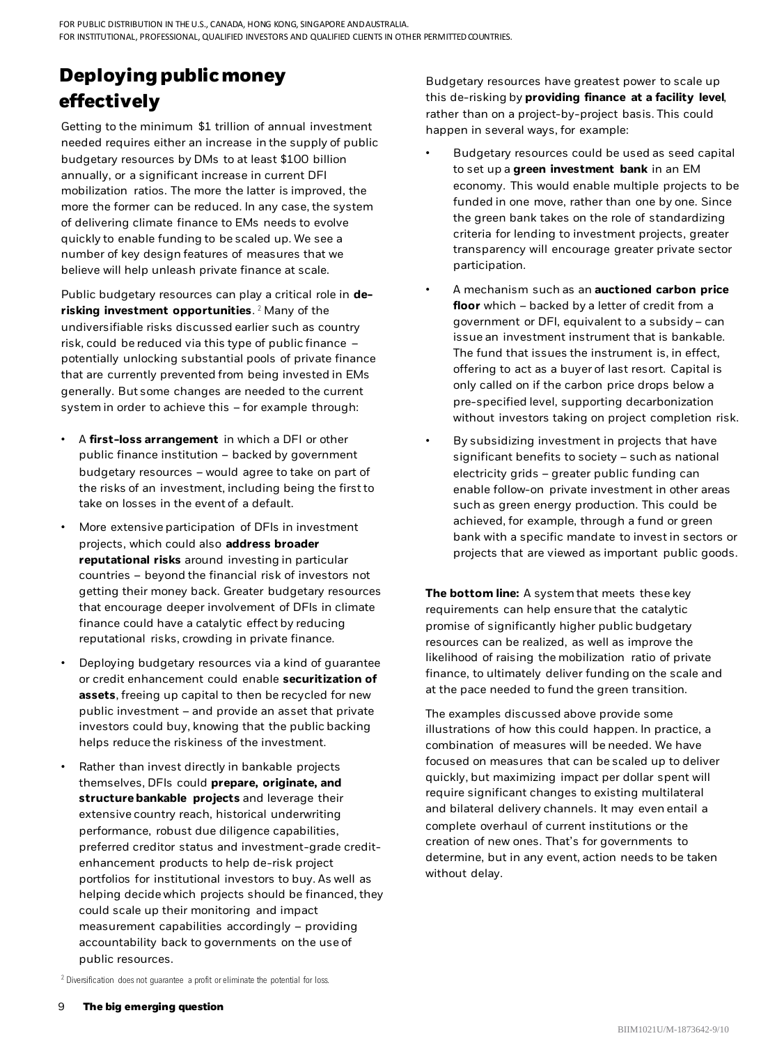# Deploying public money effectively

Getting to the minimum $1 trillion of annual investment needed requires either an increase in the supply of public budgetary resources by DMs to at least $100 billion annually, or a significant increase in current DFI mobilization ratios. The more the latter is improved, the more the former can be reduced. In any case, the system of delivering climate finance to EMs needs to evolve quickly to enable funding to be scaled up. We see a number of key design features of measures that we believe will help unleash private finance at scale.

Public budgetary resources can play a critical role in **de-risking investment opportunities**.[2] Many of the undiversifiable risks discussed earlier such as country risk, could be reduced via this type of public finance – potentially unlocking substantial pools of private finance that are currently prevented from being invested in EMs generally. But some changes are needed to the current system in order to achieve this – for example through:

- A **first-loss arrangement** in which a DFI or other public finance institution – backed by government budgetary resources – would agree to take on part of the risks of an investment, including being the first to take on losses in the event of a default.
- More extensive participation of DFIs in investment projects, which could also **address broader reputational risks** around investing in particular countries – beyond the financial risk of investors not getting their money back. Greater budgetary resources that encourage deeper involvement of DFIs in climate finance could have a catalytic effect by reducing reputational risks, crowding in private finance.
- Deploying budgetary resources via a kind of guarantee or credit enhancement could enable **securitization of assets**, freeing up capital to then be recycled for new public investment – and provide an asset that private investors could buy, knowing that the public backing helps reduce the riskiness of the investment.
- Rather than invest directly in bankable projects themselves, DFIs could **prepare, originate, and structure bankable projects** and leverage their extensive country reach, historical underwriting performance, robust due diligence capabilities, preferred creditor status and investment-grade credit-enhancement products to help de-risk project portfolios for institutional investors to buy. As well as helping decide which projects should be financed, they could scale up their monitoring and impact measurement capabilities accordingly – providing accountability back to governments on the use of public resources.

Budgetary resources have greatest power to scale up this de-risking by **providing finance at a facility level**, rather than on a project-by-project basis. This could happen in several ways, for example:

- Budgetary resources could be used as seed capital to set up a **green investment bank** in an EM economy. This would enable multiple projects to be funded in one move, rather than one by one. Since the green bank takes on the role of standardizing criteria for lending to investment projects, greater transparency will encourage greater private sector participation.
- A mechanism such as an **auctioned carbon price floor** which – backed by a letter of credit from a government or DFI, equivalent to a subsidy – can issue an investment instrument that is bankable. The fund that issues the instrument is, in effect, offering to act as a buyer of last resort. Capital is only called on if the carbon price drops below a pre-specified level, supporting decarbonization without investors taking on project completion risk.
- By subsidizing investment in projects that have significant benefits to society – such as national electricity grids – greater public funding can enable follow-on private investment in other areas such as green energy production. This could be achieved, for example, through a fund or green bank with a specific mandate to invest in sectors or projects that are viewed as important public goods.

**The bottom line:** A system that meets these key requirements can help ensure that the catalytic promise of significantly higher public budgetary resources can be realized, as well as improve the likelihood of raising the mobilization ratio of private finance, to ultimately deliver funding on the scale and at the pace needed to fund the green transition.

The examples discussed above provide some illustrations of how this could happen. In practice, a combination of measures will be needed. We have focused on measures that can be scaled up to deliver quickly, but maximizing impact per dollar spent will require significant changes to existing multilateral and bilateral delivery channels. It may even entail a complete overhaul of current institutions or the creation of new ones. That's for governments to determine, but in any event, action needs to be taken without delay.

[2] Diversification does not guarantee a profit or eliminate the potential for loss.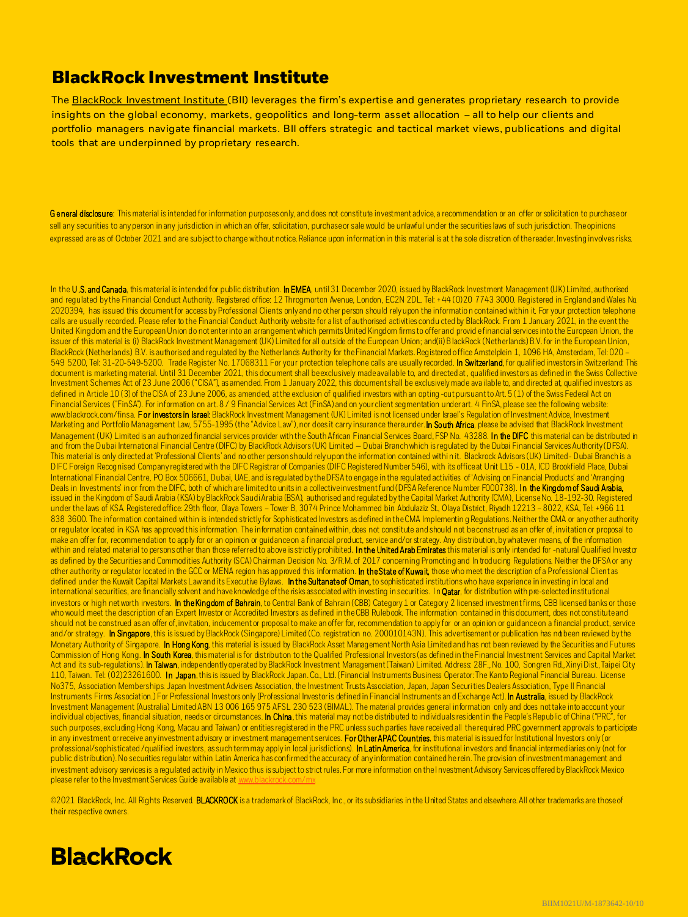# BlackRock Investment Institute

The BlackRock Investment Institute (BII) leverages the firm's expertise and generates proprietary research to provide insights on the global economy, markets, geopolitics and long-term asset allocation – all to help our clients and portfolio managers navigate financial markets. BII offers strategic and tactical market views, publications and digital tools that are underpinned by proprietary research.

**General disclosure**: This material is intended for information purposes only, and does not constitute investment advice, a recommendation or an offer or solicitation to purchase or sell any securities to any person in any jurisdiction in which an offer, solicitation, purchase or sale would be unlawful under the securities laws of such jurisdiction. The opinions expressed are as of October 2021 and are subject to change without notice. Reliance upon information in this material is at the sole discretion of the reader. Investing involves risks.

In the **U.S. and Canada**, this material is intended for public distribution. **In EMEA**, until 31 December 2020, issued by BlackRock Investment Management (UK) Limited, authorised and regulated by the Financial Conduct Authority. Registered office: 12 Throgmorton Avenue, London, EC2N 2DL. Tel: + 44 (0)20 7743 3000. Registered in England and Wales No. 2020394, has issued this document for access by Professional Clients only and no other person should rely upon the information contained within it. For your protection telephone calls are usually recorded. Please refer to the Financial Conduct Authority website for a list of authorised activities conducted by BlackRock. From 1 January 2021, in the event the United Kingdom and the European Union do not enter into an arrangement which permits United Kingdom firms to offer and provide financial services into the European Union, the issuer of this material is: (i) BlackRock Investment Management (UK) Limited for all outside of the European Union; and(ii) BlackRock (Netherlands) B.V. for in the European Union, BlackRock (Netherlands) B.V. is authorised and regulated by the Netherlands Authority for the Financial Markets. Registered office Amstelplein 1, 1096 HA, Amsterdam, Tel: 020 – 549 5200, Tel: 31-20-549-5200. Trade Register No. 17068311 For your protection telephone calls are usually recorded. **In Switzerland**, for qualified investors in Switzerland: This document is marketing material. Until 31 December 2021, this document shall be exclusively made available to, and directed at, qualified investors as defined in the Swiss Collective Investment Schemes Act of 23 June 2006 ("CISA"), as amended. From 1 January 2022, this document shall be exclusively made available to, and directed at, qualified investors as defined in Article 10 (3) of the CISA of 23 June 2006, as amended, at the exclusion of qualified investors with an opting-out pursuant to Art. 5 (1) of the Swiss Federal Act on Financial Services ("FinSA"). For information on art. 8 / 9 Financial Services Act (FinSA) and on your client segmentation under art. 4 FinSA, please see the following website: www.blackrock.com/finsa. **For investors in Israel:** BlackRock Investment Management (UK) Limited is not licensed under Israel's Regulation of Investment Advice, Investment Marketing and Portfolio Management Law, 5755-1995 (the "Advice Law"), nor does it carry insurance thereunder. **In South Africa**, please be advised that BlackRock Investment Management (UK) Limited is an authorized financial services provider with the South African Financial Services Board, FSP No. 43288. **In the DIFC** this material can be distributed in and from the Dubai International Financial Centre (DIFC) by BlackRock Advisors (UK) Limited — Dubai Branch which is regulated by the Dubai Financial Services Authority (DFSA). This material is only directed at 'Professional Clients' and no other person should rely upon the information contained within it. Blackrock Advisors (UK) Limited - Dubai Branch is a DIFC Foreign Recognised Company registered with the DIFC Registrar of Companies (DIFC Registered Number 546), with its office at Unit L15 - 01A, ICD Brookfield Place, Dubai International Financial Centre, PO Box 506661, Dubai, UAE, and is regulated by the DFSA to engage in the regulated activities of 'Advising on Financial Products' and 'Arranging Deals in Investments' in or from the DIFC, both of which are limited to units in a collective investment fund (DFSA Reference Number F000738). **In the Kingdom of Saudi Arabia**, issued in the Kingdom of Saudi Arabia (KSA) by BlackRock Saudi Arabia (BSA), authorised and regulated by the Capital Market Authority (CMA), License No. 18-192-30. Registered under the laws of KSA. Registered office: 29th floor, Olaya Towers – Tower B, 3074 Prince Mohammed bin Abdulaziz St., Olaya District, Riyadh 12213 – 8022, KSA, Tel: +966 11 838 3600. The information contained within is intended strictly for Sophisticated Investors as defined in the CMA Implementing Regulations. Neither the CMA or any other authority or regulator located in KSA has approved this information. The information contained within, does not constitute and should not be construed as an offer of, invitation or proposal to make an offer for, recommendation to apply for or an opinion or guidance on a financial product, service and/or strategy. Any distribution, by whatever means, of the information within and related material to persons other than those referred to above is strictly prohibited. **In the United Arab Emirates** this material is only intended for -natural Qualified Investor as defined by the Securities and Commodities Authority (SCA) Chairman Decision No. 3/R.M. of 2017 concerning Promoting and Introducing Regulations. Neither the DFSA or any other authority or regulator located in the GCC or MENA region has approved this information. **In the State of Kuwait**, those who meet the description of a Professional Client as defined under the Kuwait Capital Markets Law and its Executive Bylaws. **In the Sultanate of Oman,** to sophisticated institutions who have experience in investing in local and international securities, are financially solvent and have knowledge of the risks associated with investing in securities. In **Qatar**, for distribution with pre-selected institutional investors or high net worth investors. **In the Kingdom of Bahrain**, to Central Bank of Bahrain (CBB) Category 1 or Category 2 licensed investment firms, CBB licensed banks or those who would meet the description of an Expert Investor or Accredited Investors as defined in the CBB Rulebook. The information contained in this document, does not constitute and should not be construed as an offer of, invitation, inducement or proposal to make an offer for, recommendation to apply for or an opinion or guidance on a financial product, service and/or strategy. **In Singapore**, this is issued by BlackRock (Singapore) Limited (Co. registration no. 200010143N). This advertisement or publication has not been reviewed by the Monetary Authority of Singapore. **In Hong Kong**, this material is issued by BlackRock Asset Management North Asia Limited and has not been reviewed by the Securities and Futures Commission of Hong Kong. **In South Korea**, this material is for distribution to the Qualified Professional Investors (as defined in the Financial Investment Services and Capital Market Act and its sub-regulations). **In Taiwan**, independently operated by BlackRock Investment Management (Taiwan) Limited. Address: 28F., No. 100, Songren Rd., Xinyi Dist., Taipei City 110, Taiwan. Tel: (02)23261600. **In Japan**, this is issued by BlackRock Japan. Co., Ltd. (Financial Instruments Business Operator: The Kanto Regional Financial Bureau. License No375, Association Memberships: Japan Investment Advisers Association, the Investment Trusts Association, Japan, Japan Securities Dealers Association, Type II Financial Instruments Firms Association.) For Professional Investors only (Professional Investor is defined in Financial Instruments and Exchange Act). **In Australia**, issued by BlackRock Investment Management (Australia) Limited ABN 13 006 165 975 AFSL 230 523 (BIMAL). The material provides general information only and does not take into account your individual objectives, financial situation, needs or circumstances. **In China**, this material may not be distributed to individuals resident in the People's Republic of China ("PRC", for such purposes, excluding Hong Kong, Macau and Taiwan) or entities registered in the PRC unless such parties have received all the required PRC government approvals to participate in any investment or receive any investment advisory or investment management services. **For Other APAC Countries**, this material is issued for Institutional Investors only (or professional/sophisticated /qualified investors, as such term may apply in local jurisdictions). **In Latin America**, for institutional investors and financial intermediaries only (not for public distribution). No securities regulator within Latin America has confirmed the accuracy of any information contained herein. The provision of investment management and investment advisory services is a regulated activity in Mexico thus is subject to strict rules. For more information on the Investment Advisory Services offered by BlackRock Mexico please refer to the Investment Services Guide available at www.blackrock.com/mx

©2021 BlackRock, Inc. All Rights Reserved. **BLACKROCK** is a trademark of BlackRock, Inc., or its subsidiaries in the United States and elsewhere. All other trademarks are those of their respective owners.

**BlackRock**

BIIM1021U/M-1873642-10/10